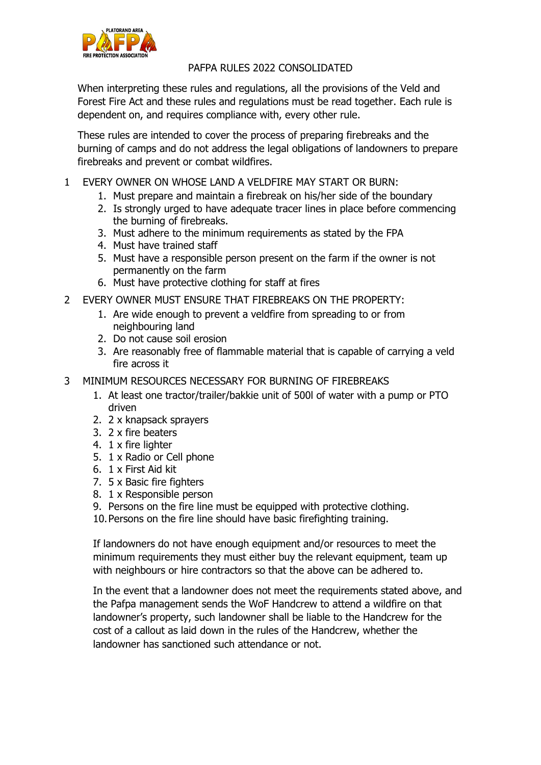# PAFPA RULES 2022 CONSOLIDATED

When interpreting these rules and regulations, all the provisions of the Veld and Forest Fire Act and these rules and regulations must be read together. Each rule is dependent on, and requires compliance with, every other rule.

These rules are intended to cover the process of preparing firebreaks and the burning of camps and do not address the legal obligations of landowners to prepare firebreaks and prevent or combat wildfires.

## 1 EVERY OWNER ON WHOSE LAND A VELDFIRE MAY START OR BURN:

1. Must prepare and maintain a firebreak on his/her side of the boundary
2. Is strongly urged to have adequate tracer lines in place before commencing the burning of firebreaks.
3. Must adhere to the minimum requirements as stated by the FPA
4. Must have trained staff
5. Must have a responsible person present on the farm if the owner is not permanently on the farm
6. Must have protective clothing for staff at fires

## 2 EVERY OWNER MUST ENSURE THAT FIREBREAKS ON THE PROPERTY:

1. Are wide enough to prevent a veldfire from spreading to or from neighbouring land
2. Do not cause soil erosion
3. Are reasonably free of flammable material that is capable of carrying a veld fire across it

## 3 MINIMUM RESOURCES NECESSARY FOR BURNING OF FIREBREAKS

1. At least one tractor/trailer/bakkie unit of 500l of water with a pump or PTO driven
2. 2 x knapsack sprayers
3. 2 x fire beaters
4. 1 x fire lighter
5. 1 x Radio or Cell phone
6. 1 x First Aid kit
7. 5 x Basic fire fighters
8. 1 x Responsible person
9. Persons on the fire line must be equipped with protective clothing.
10. Persons on the fire line should have basic firefighting training.

If landowners do not have enough equipment and/or resources to meet the minimum requirements they must either buy the relevant equipment, team up with neighbours or hire contractors so that the above can be adhered to.

In the event that a landowner does not meet the requirements stated above, and the Pafpa management sends the WoF Handcrew to attend a wildfire on that landowner's property, such landowner shall be liable to the Handcrew for the cost of a callout as laid down in the rules of the Handcrew, whether the landowner has sanctioned such attendance or not.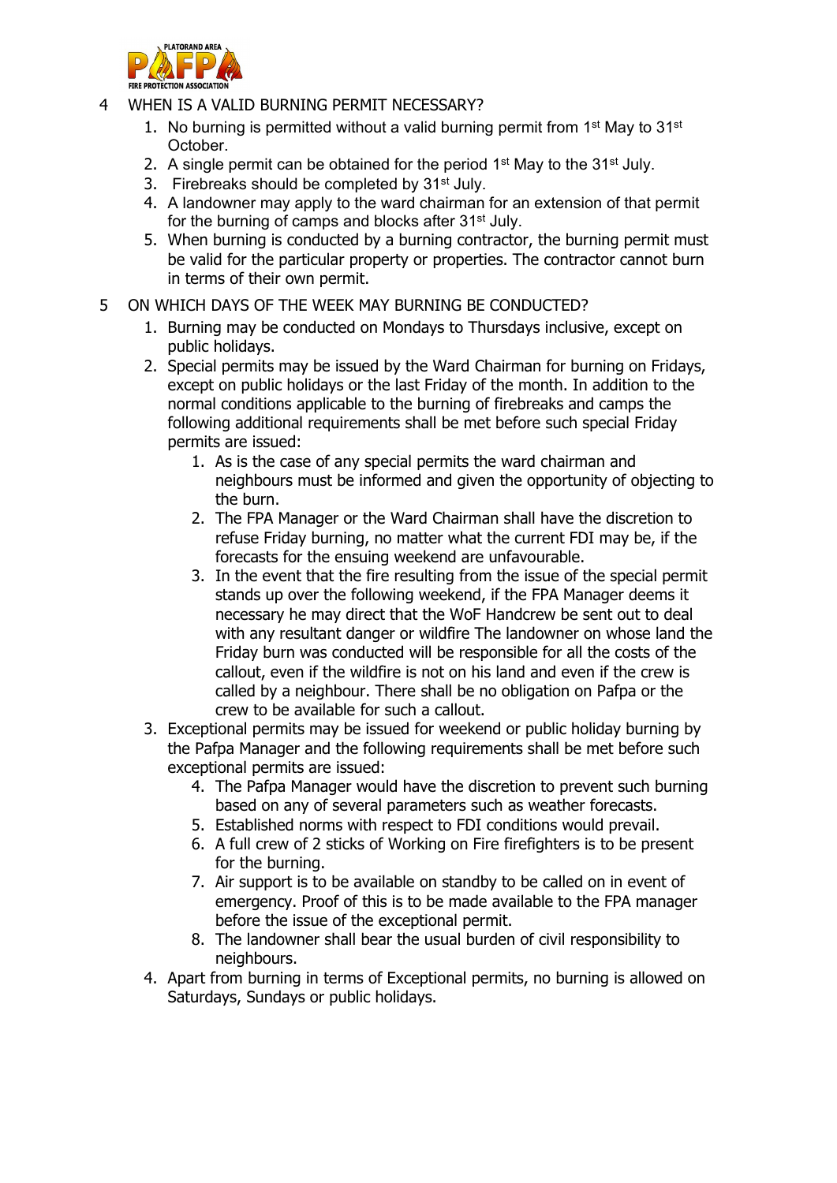4 WHEN IS A VALID BURNING PERMIT NECESSARY?

1. No burning is permitted without a valid burning permit from 1st May to 31st October.
2. A single permit can be obtained for the period 1st May to the 31st July.
3. Firebreaks should be completed by 31st July.
4. A landowner may apply to the ward chairman for an extension of that permit for the burning of camps and blocks after 31st July.
5. When burning is conducted by a burning contractor, the burning permit must be valid for the particular property or properties. The contractor cannot burn in terms of their own permit.

5 ON WHICH DAYS OF THE WEEK MAY BURNING BE CONDUCTED?

1. Burning may be conducted on Mondays to Thursdays inclusive, except on public holidays.
2. Special permits may be issued by the Ward Chairman for burning on Fridays, except on public holidays or the last Friday of the month. In addition to the normal conditions applicable to the burning of firebreaks and camps the following additional requirements shall be met before such special Friday permits are issued:
    1. As is the case of any special permits the ward chairman and neighbours must be informed and given the opportunity of objecting to the burn.
    2. The FPA Manager or the Ward Chairman shall have the discretion to refuse Friday burning, no matter what the current FDI may be, if the forecasts for the ensuing weekend are unfavourable.
    3. In the event that the fire resulting from the issue of the special permit stands up over the following weekend, if the FPA Manager deems it necessary he may direct that the WoF Handcrew be sent out to deal with any resultant danger or wildfire The landowner on whose land the Friday burn was conducted will be responsible for all the costs of the callout, even if the wildfire is not on his land and even if the crew is called by a neighbour. There shall be no obligation on Pafpa or the crew to be available for such a callout.
3. Exceptional permits may be issued for weekend or public holiday burning by the Pafpa Manager and the following requirements shall be met before such exceptional permits are issued:
    4. The Pafpa Manager would have the discretion to prevent such burning based on any of several parameters such as weather forecasts.
    5. Established norms with respect to FDI conditions would prevail.
    6. A full crew of 2 sticks of Working on Fire firefighters is to be present for the burning.
    7. Air support is to be available on standby to be called on in event of emergency. Proof of this is to be made available to the FPA manager before the issue of the exceptional permit.
    8. The landowner shall bear the usual burden of civil responsibility to neighbours.
4. Apart from burning in terms of Exceptional permits, no burning is allowed on Saturdays, Sundays or public holidays.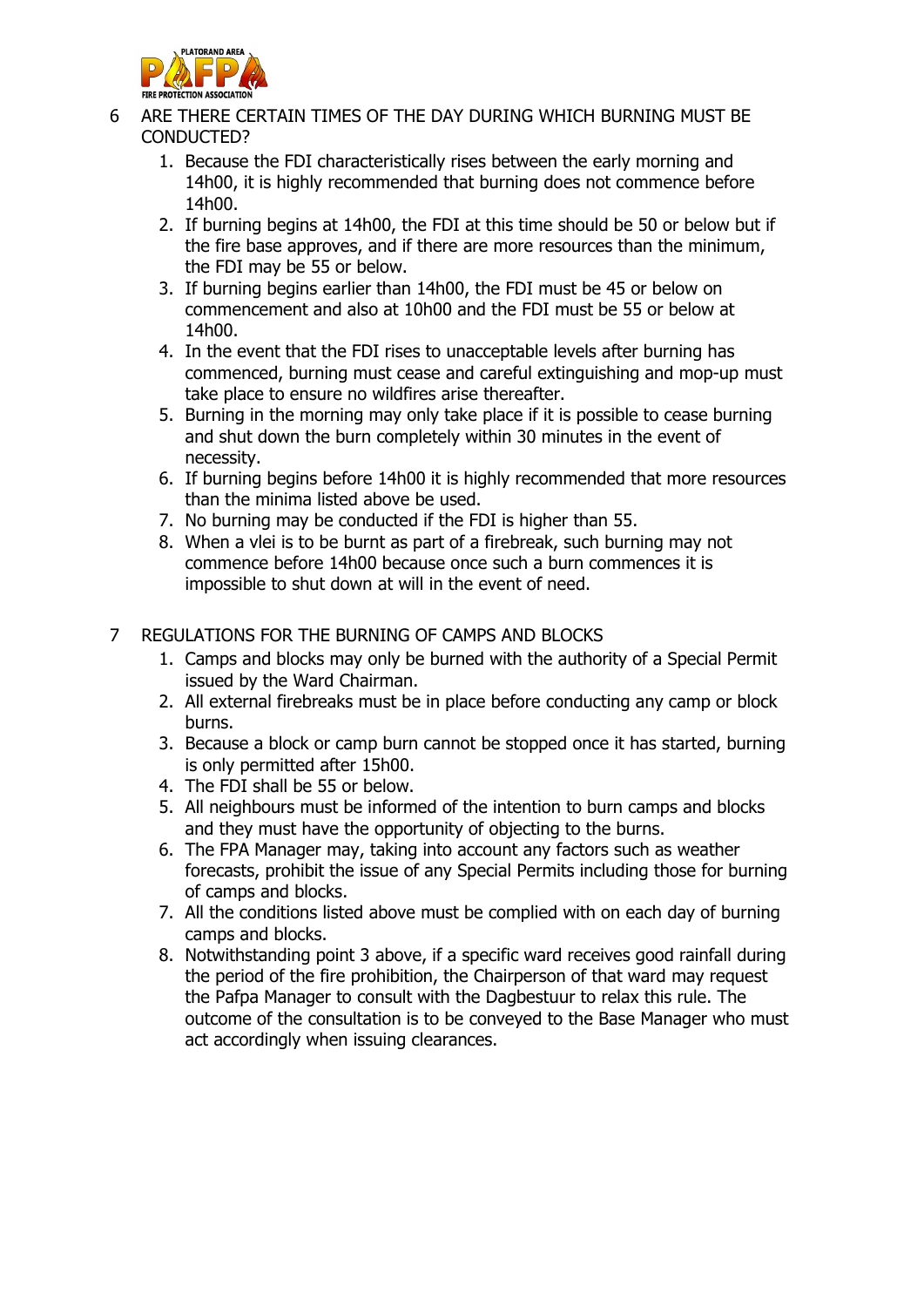## 6 ARE THERE CERTAIN TIMES OF THE DAY DURING WHICH BURNING MUST BE CONDUCTED?

1. Because the FDI characteristically rises between the early morning and 14h00, it is highly recommended that burning does not commence before 14h00.
2. If burning begins at 14h00, the FDI at this time should be 50 or below but if the fire base approves, and if there are more resources than the minimum, the FDI may be 55 or below.
3. If burning begins earlier than 14h00, the FDI must be 45 or below on commencement and also at 10h00 and the FDI must be 55 or below at 14h00.
4. In the event that the FDI rises to unacceptable levels after burning has commenced, burning must cease and careful extinguishing and mop-up must take place to ensure no wildfires arise thereafter.
5. Burning in the morning may only take place if it is possible to cease burning and shut down the burn completely within 30 minutes in the event of necessity.
6. If burning begins before 14h00 it is highly recommended that more resources than the minima listed above be used.
7. No burning may be conducted if the FDI is higher than 55.
8. When a vlei is to be burnt as part of a firebreak, such burning may not commence before 14h00 because once such a burn commences it is impossible to shut down at will in the event of need.

## 7 REGULATIONS FOR THE BURNING OF CAMPS AND BLOCKS

1. Camps and blocks may only be burned with the authority of a Special Permit issued by the Ward Chairman.
2. All external firebreaks must be in place before conducting any camp or block burns.
3. Because a block or camp burn cannot be stopped once it has started, burning is only permitted after 15h00.
4. The FDI shall be 55 or below.
5. All neighbours must be informed of the intention to burn camps and blocks and they must have the opportunity of objecting to the burns.
6. The FPA Manager may, taking into account any factors such as weather forecasts, prohibit the issue of any Special Permits including those for burning of camps and blocks.
7. All the conditions listed above must be complied with on each day of burning camps and blocks.
8. Notwithstanding point 3 above, if a specific ward receives good rainfall during the period of the fire prohibition, the Chairperson of that ward may request the Pafpa Manager to consult with the Dagbestuur to relax this rule. The outcome of the consultation is to be conveyed to the Base Manager who must act accordingly when issuing clearances.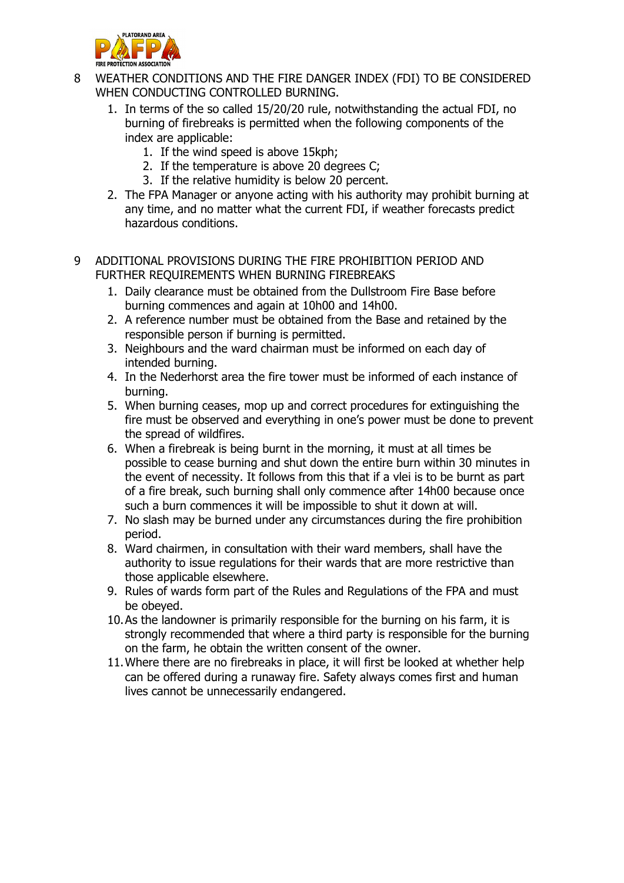## 8 WEATHER CONDITIONS AND THE FIRE DANGER INDEX (FDI) TO BE CONSIDERED WHEN CONDUCTING CONTROLLED BURNING.

1. In terms of the so called 15/20/20 rule, notwithstanding the actual FDI, no burning of firebreaks is permitted when the following components of the index are applicable:
   1. If the wind speed is above 15kph;
   2. If the temperature is above 20 degrees C;
   3. If the relative humidity is below 20 percent.
2. The FPA Manager or anyone acting with his authority may prohibit burning at any time, and no matter what the current FDI, if weather forecasts predict hazardous conditions.

## 9 ADDITIONAL PROVISIONS DURING THE FIRE PROHIBITION PERIOD AND FURTHER REQUIREMENTS WHEN BURNING FIREBREAKS

1. Daily clearance must be obtained from the Dullstroom Fire Base before burning commences and again at 10h00 and 14h00.
2. A reference number must be obtained from the Base and retained by the responsible person if burning is permitted.
3. Neighbours and the ward chairman must be informed on each day of intended burning.
4. In the Nederhorst area the fire tower must be informed of each instance of burning.
5. When burning ceases, mop up and correct procedures for extinguishing the fire must be observed and everything in one's power must be done to prevent the spread of wildfires.
6. When a firebreak is being burnt in the morning, it must at all times be possible to cease burning and shut down the entire burn within 30 minutes in the event of necessity. It follows from this that if a vlei is to be burnt as part of a fire break, such burning shall only commence after 14h00 because once such a burn commences it will be impossible to shut it down at will.
7. No slash may be burned under any circumstances during the fire prohibition period.
8. Ward chairmen, in consultation with their ward members, shall have the authority to issue regulations for their wards that are more restrictive than those applicable elsewhere.
9. Rules of wards form part of the Rules and Regulations of the FPA and must be obeyed.
10. As the landowner is primarily responsible for the burning on his farm, it is strongly recommended that where a third party is responsible for the burning on the farm, he obtain the written consent of the owner.
11. Where there are no firebreaks in place, it will first be looked at whether help can be offered during a runaway fire. Safety always comes first and human lives cannot be unnecessarily endangered.